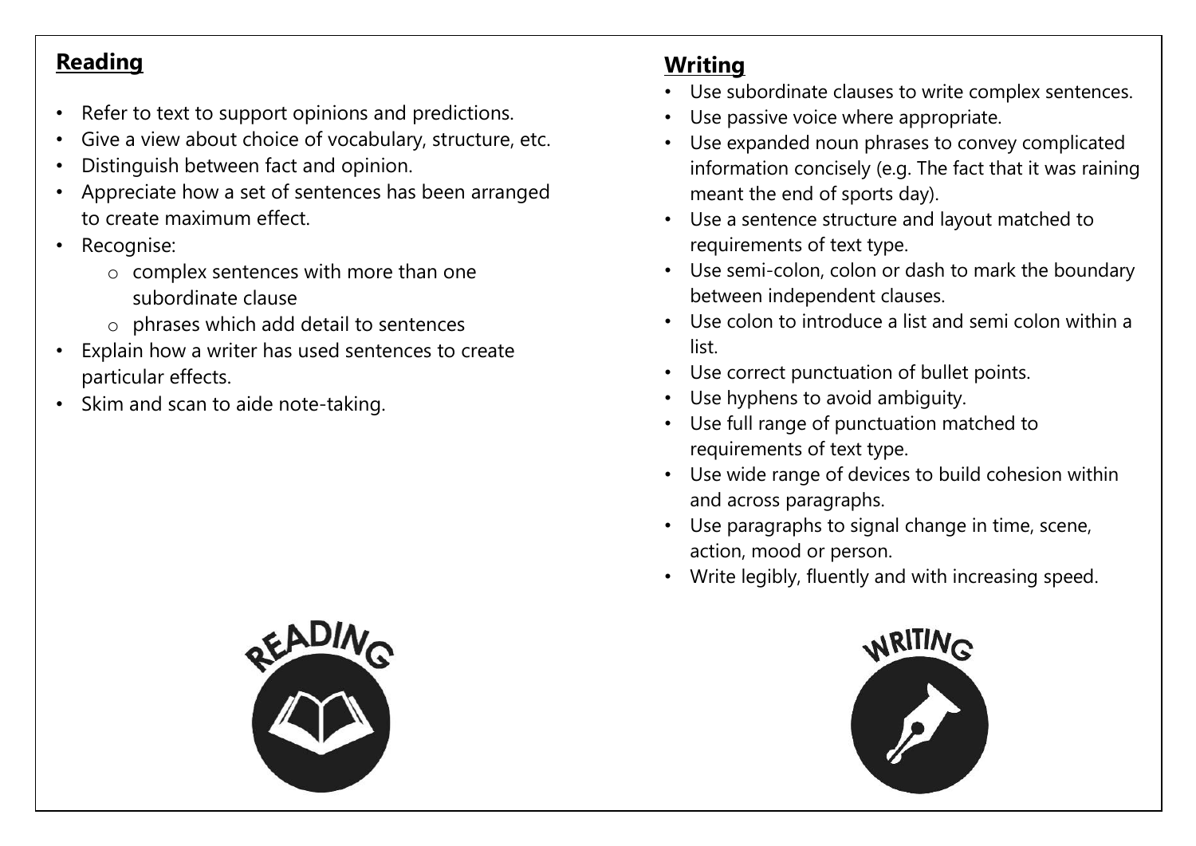## Reading

- Refer to text to support opinions and predictions.
- Give a view about choice of vocabulary, structure, etc.
- Distinguish between fact and opinion.
- Appreciate how a set of sentences has been arranged to create maximum effect.
- Recognise:
  - complex sentences with more than one subordinate clause
  - phrases which add detail to sentences
- Explain how a writer has used sentences to create particular effects.
- Skim and scan to aide note-taking.

## Writing

- Use subordinate clauses to write complex sentences.
- Use passive voice where appropriate.
- Use expanded noun phrases to convey complicated information concisely (e.g. The fact that it was raining meant the end of sports day).
- Use a sentence structure and layout matched to requirements of text type.
- Use semi-colon, colon or dash to mark the boundary between independent clauses.
- Use colon to introduce a list and semi colon within a list.
- Use correct punctuation of bullet points.
- Use hyphens to avoid ambiguity.
- Use full range of punctuation matched to requirements of text type.
- Use wide range of devices to build cohesion within and across paragraphs.
- Use paragraphs to signal change in time, scene, action, mood or person.
- Write legibly, fluently and with increasing speed.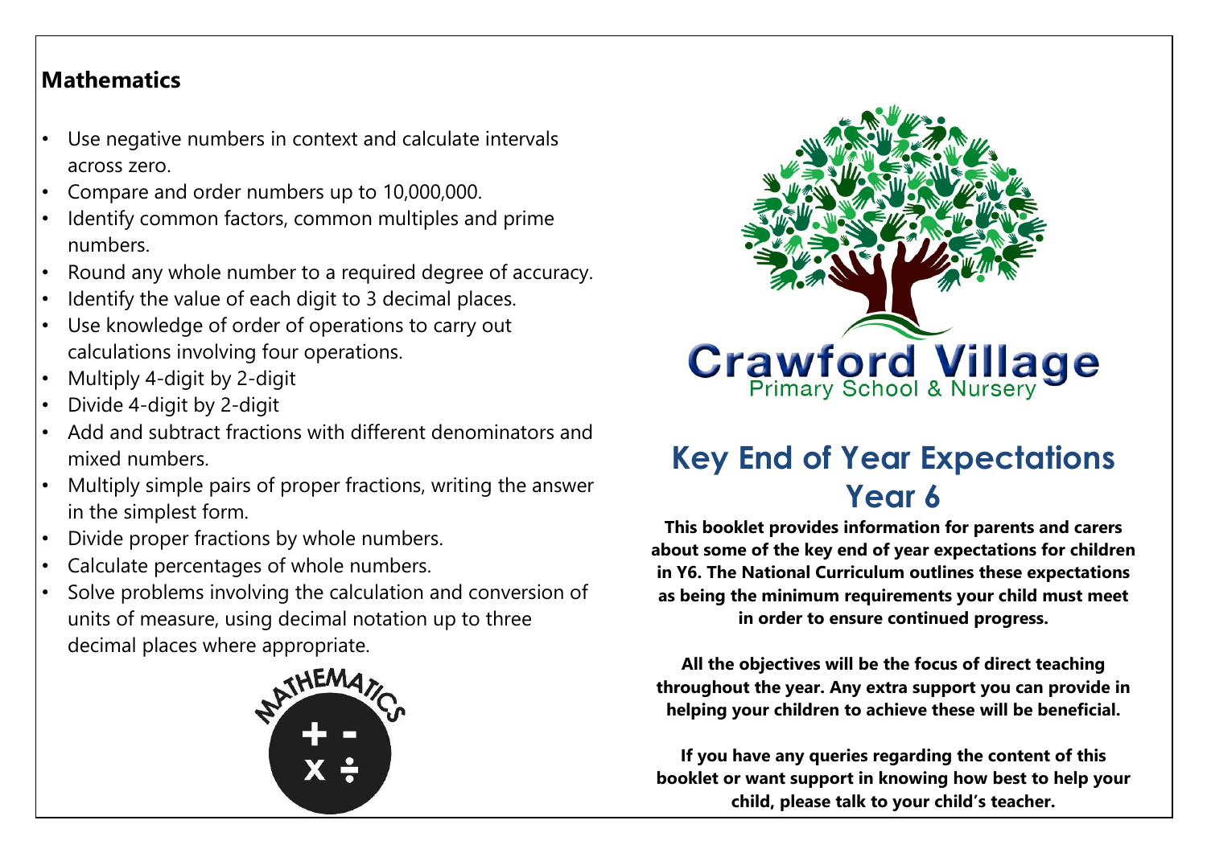## Mathematics

- Use negative numbers in context and calculate intervals across zero.
- Compare and order numbers up to 10,000,000.
- Identify common factors, common multiples and prime numbers.
- Round any whole number to a required degree of accuracy.
- Identify the value of each digit to 3 decimal places.
- Use knowledge of order of operations to carry out calculations involving four operations.
- Multiply 4-digit by 2-digit
- Divide 4-digit by 2-digit
- Add and subtract fractions with different denominators and mixed numbers.
- Multiply simple pairs of proper fractions, writing the answer in the simplest form.
- Divide proper fractions by whole numbers.
- Calculate percentages of whole numbers.
- Solve problems involving the calculation and conversion of units of measure, using decimal notation up to three decimal places where appropriate.

Crawford Village
Primary School & Nursery

# Key End of Year Expectations Year 6

**This booklet provides information for parents and carers about some of the key end of year expectations for children in Y6. The National Curriculum outlines these expectations as being the minimum requirements your child must meet in order to ensure continued progress.**

**All the objectives will be the focus of direct teaching throughout the year. Any extra support you can provide in helping your children to achieve these will be beneficial.**

**If you have any queries regarding the content of this booklet or want support in knowing how best to help your child, please talk to your child's teacher.**